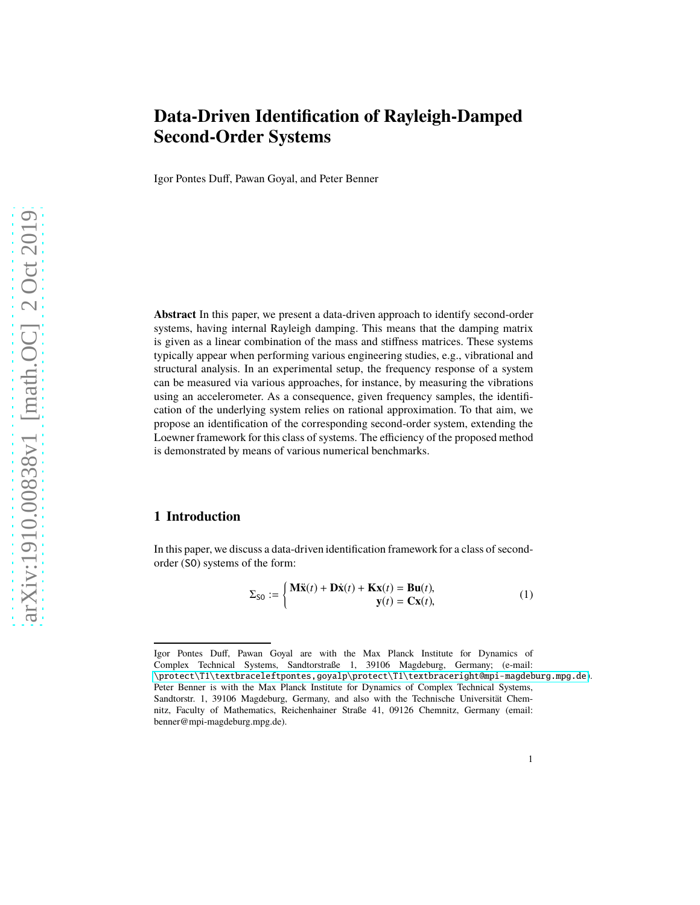# Data-Driven Identification of Rayleigh-Damped Second-Order Systems

Igor Pontes Duff, Pawan Goyal, and Peter Benner

**Abstract** In this paper, we present a data-driven approach to identify second-order systems, having internal Rayleigh damping. This means that the damping matrix is given as a linear combination of the mass and stiffness matrices. These systems typically appear when performing various engineering studies, e.g., vibrational and structural analysis. In an experimental setup, the frequency response of a system can be measured via various approaches, for instance, by measuring the vibrations using an accelerometer. As a consequence, given frequency samples, the identification of the underlying system relies on rational approximation. To that aim, we propose an identification of the corresponding second-order system, extending the Loewner framework for this class of systems. The efficiency of the proposed method is demonstrated by means of various numerical benchmarks.

## 1 Introduction

In this paper, we discuss a data-driven identification framework for a class of second-order (SO) systems of the form:

$$\Sigma_{\mathsf{SO}} := \begin{cases} \mathbf{M}\ddot{\mathbf{x}}(t) + \mathbf{D}\dot{\mathbf{x}}(t) + \mathbf{K}\mathbf{x}(t) = \mathbf{B}\mathbf{u}(t), \\ \mathbf{y}(t) = \mathbf{C}\mathbf{x}(t), \end{cases} \tag{1}$$

---

Igor Pontes Duff, Pawan Goyal are with the Max Planck Institute for Dynamics of Complex Technical Systems, Sandtorstraße 1, 39106 Magdeburg, Germany; (e-mail: \protect\T1\textbraceleftpontes,goyalp\protect\T1\textbraceright@mpi-magdeburg.mpg.de). Peter Benner is with the Max Planck Institute for Dynamics of Complex Technical Systems, Sandtorstr. 1, 39106 Magdeburg, Germany, and also with the Technische Universität Chemnitz, Faculty of Mathematics, Reichenhainer Straße 41, 09126 Chemnitz, Germany (email: benner@mpi-magdeburg.mpg.de).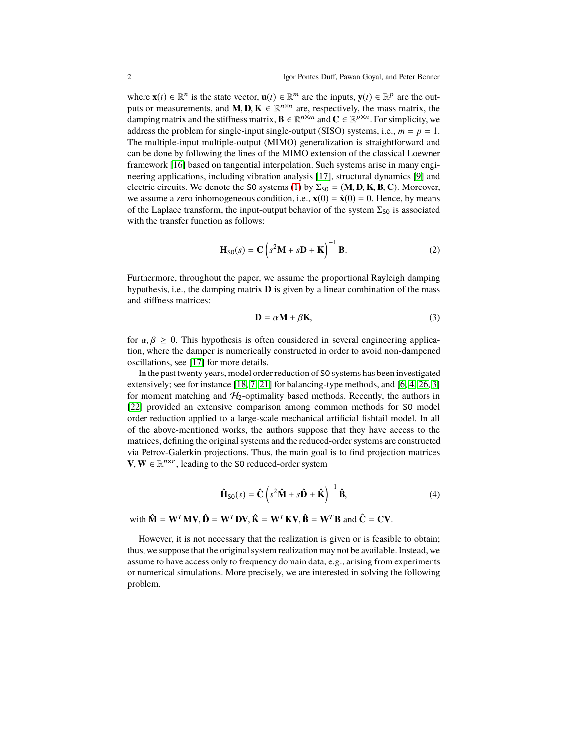where $\mathbf{x}(t) \in \mathbb{R}^n$ is the state vector, $\mathbf{u}(t) \in \mathbb{R}^m$ are the inputs, $\mathbf{y}(t) \in \mathbb{R}^p$ are the outputs or measurements, and $\mathbf{M}, \mathbf{D}, \mathbf{K} \in \mathbb{R}^{n \times n}$ are, respectively, the mass matrix, the damping matrix and the stiffness matrix, $\mathbf{B} \in \mathbb{R}^{n \times m}$ and $\mathbf{C} \in \mathbb{R}^{p \times n}$. For simplicity, we address the problem for single-input single-output (SISO) systems, i.e., $m = p = 1$. The multiple-input multiple-output (MIMO) generalization is straightforward and can be done by following the lines of the MIMO extension of the classical Loewner framework [16] based on tangential interpolation. Such systems arise in many engineering applications, including vibration analysis [17], structural dynamics [9] and electric circuits. We denote the SO systems (1) by $\Sigma_{\mathsf{SO}} = (\mathbf{M}, \mathbf{D}, \mathbf{K}, \mathbf{B}, \mathbf{C})$. Moreover, we assume a zero inhomogeneous condition, i.e., $\mathbf{x}(0) = \dot{\mathbf{x}}(0) = 0$. Hence, by means of the Laplace transform, the input-output behavior of the system $\Sigma_{\mathsf{SO}}$ is associated with the transfer function as follows:

$$\mathbf{H}_{\mathsf{SO}}(s) = \mathbf{C}\left(s^2\mathbf{M} + s\mathbf{D} + \mathbf{K}\right)^{-1}\mathbf{B}. \tag{2}$$

Furthermore, throughout the paper, we assume the proportional Rayleigh damping hypothesis, i.e., the damping matrix $\mathbf{D}$ is given by a linear combination of the mass and stiffness matrices:

$$\mathbf{D} = \alpha\mathbf{M} + \beta\mathbf{K}, \tag{3}$$

for $\alpha, \beta \geq 0$. This hypothesis is often considered in several engineering application, where the damper is numerically constructed in order to avoid non-dampened oscillations, see [17] for more details.

In the past twenty years, model order reduction of SO systems has been investigated extensively; see for instance [18, 7, 21] for balancing-type methods, and [6, 4, 26, 3] for moment matching and $\mathcal{H}_2$-optimality based methods. Recently, the authors in [22] provided an extensive comparison among common methods for SO model order reduction applied to a large-scale mechanical artificial fishtail model. In all of the above-mentioned works, the authors suppose that they have access to the matrices, defining the original systems and the reduced-order systems are constructed via Petrov-Galerkin projections. Thus, the main goal is to find projection matrices $\mathbf{V}, \mathbf{W} \in \mathbb{R}^{n \times r}$, leading to the SO reduced-order system

$$\hat{\mathbf{H}}_{\mathsf{SO}}(s) = \hat{\mathbf{C}}\left(s^2\hat{\mathbf{M}} + s\hat{\mathbf{D}} + \hat{\mathbf{K}}\right)^{-1}\hat{\mathbf{B}}, \tag{4}$$

with $\hat{\mathbf{M}} = \mathbf{W}^T\mathbf{M}\mathbf{V}, \hat{\mathbf{D}} = \mathbf{W}^T\mathbf{D}\mathbf{V}, \hat{\mathbf{K}} = \mathbf{W}^T\mathbf{K}\mathbf{V}, \hat{\mathbf{B}} = \mathbf{W}^T\mathbf{B}$ and $\hat{\mathbf{C}} = \mathbf{C}\mathbf{V}$.

However, it is not necessary that the realization is given or is feasible to obtain; thus, we suppose that the original system realization may not be available. Instead, we assume to have access only to frequency domain data, e.g., arising from experiments or numerical simulations. More precisely, we are interested in solving the following problem.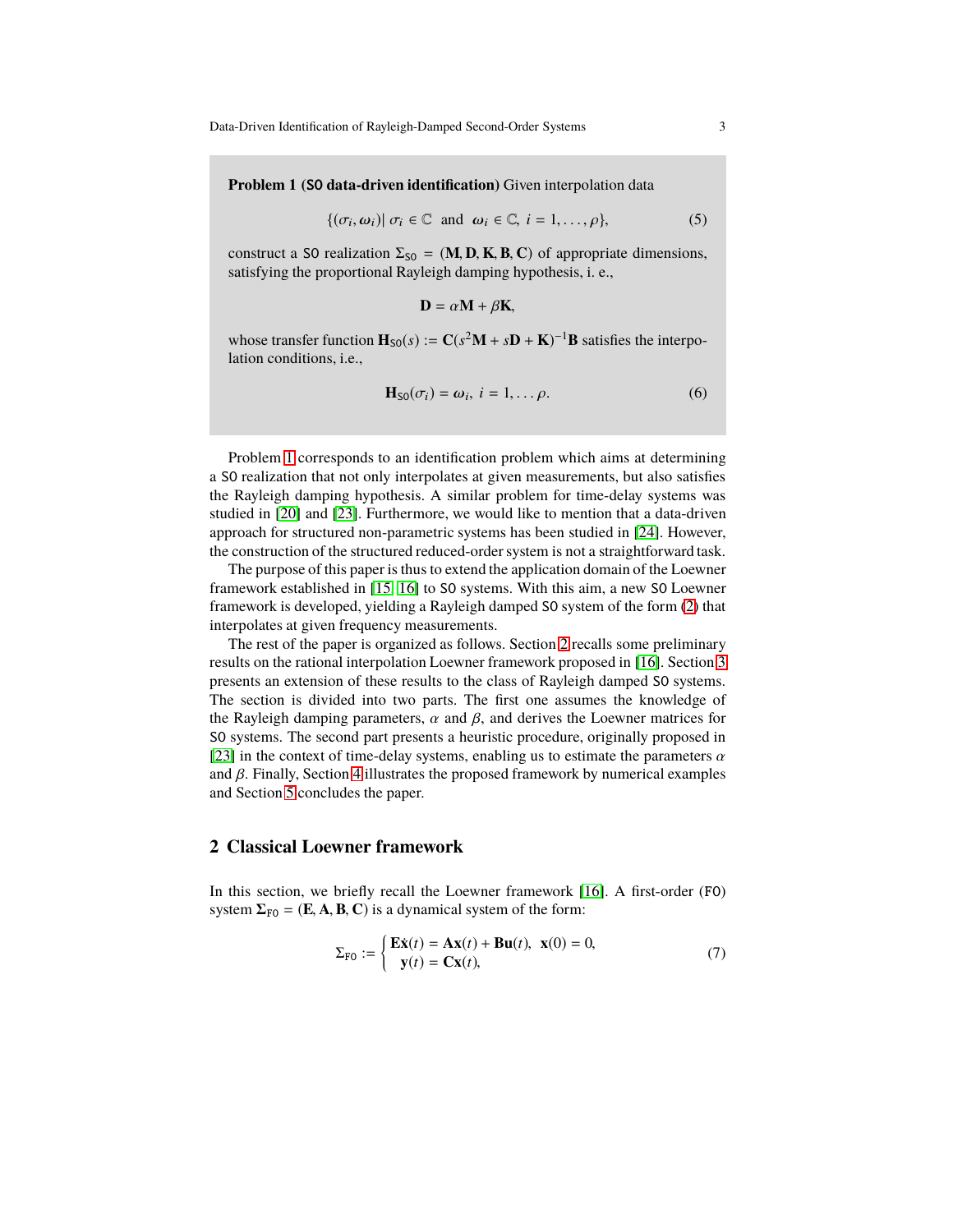**Problem 1 (SO data-driven identification)** Given interpolation data

$$\{(\sigma_i, \omega_i) | \ \sigma_i \in \mathbb{C} \ \text{ and } \ \omega_i \in \mathbb{C}, \ i = 1, \ldots, \rho\}, \tag{5}$$

construct a SO realization $\Sigma_{\mathtt{SO}} = (\mathbf{M}, \mathbf{D}, \mathbf{K}, \mathbf{B}, \mathbf{C})$ of appropriate dimensions, satisfying the proportional Rayleigh damping hypothesis, i. e.,

$$\mathbf{D} = \alpha\mathbf{M} + \beta\mathbf{K},$$

whose transfer function $\mathbf{H}_{\mathtt{SO}}(s) := \mathbf{C}(s^2\mathbf{M} + s\mathbf{D} + \mathbf{K})^{-1}\mathbf{B}$ satisfies the interpolation conditions, i.e.,

$$\mathbf{H}_{\mathtt{SO}}(\sigma_i) = \omega_i, \ i = 1, \ldots \rho. \tag{6}$$

Problem 1 corresponds to an identification problem which aims at determining a SO realization that not only interpolates at given measurements, but also satisfies the Rayleigh damping hypothesis. A similar problem for time-delay systems was studied in [20] and [23]. Furthermore, we would like to mention that a data-driven approach for structured non-parametric systems has been studied in [24]. However, the construction of the structured reduced-order system is not a straightforward task.

The purpose of this paper is thus to extend the application domain of the Loewner framework established in [15, 16] to SO systems. With this aim, a new SO Loewner framework is developed, yielding a Rayleigh damped SO system of the form (2) that interpolates at given frequency measurements.

The rest of the paper is organized as follows. Section 2 recalls some preliminary results on the rational interpolation Loewner framework proposed in [16]. Section 3 presents an extension of these results to the class of Rayleigh damped SO systems. The section is divided into two parts. The first one assumes the knowledge of the Rayleigh damping parameters, $\alpha$ and $\beta$, and derives the Loewner matrices for SO systems. The second part presents a heuristic procedure, originally proposed in [23] in the context of time-delay systems, enabling us to estimate the parameters $\alpha$ and $\beta$. Finally, Section 4 illustrates the proposed framework by numerical examples and Section 5 concludes the paper.

## 2 Classical Loewner framework

In this section, we briefly recall the Loewner framework [16]. A first-order (FO) system $\mathbf{\Sigma}_{\mathtt{FO}} = (\mathbf{E}, \mathbf{A}, \mathbf{B}, \mathbf{C})$ is a dynamical system of the form:

$$\Sigma_{\mathtt{FO}} := \begin{cases} \mathbf{E}\dot{\mathbf{x}}(t) = \mathbf{A}\mathbf{x}(t) + \mathbf{B}\mathbf{u}(t), \ \ \mathbf{x}(0) = 0, \\ \ \ \mathbf{y}(t) = \mathbf{C}\mathbf{x}(t), \end{cases} \tag{7}$$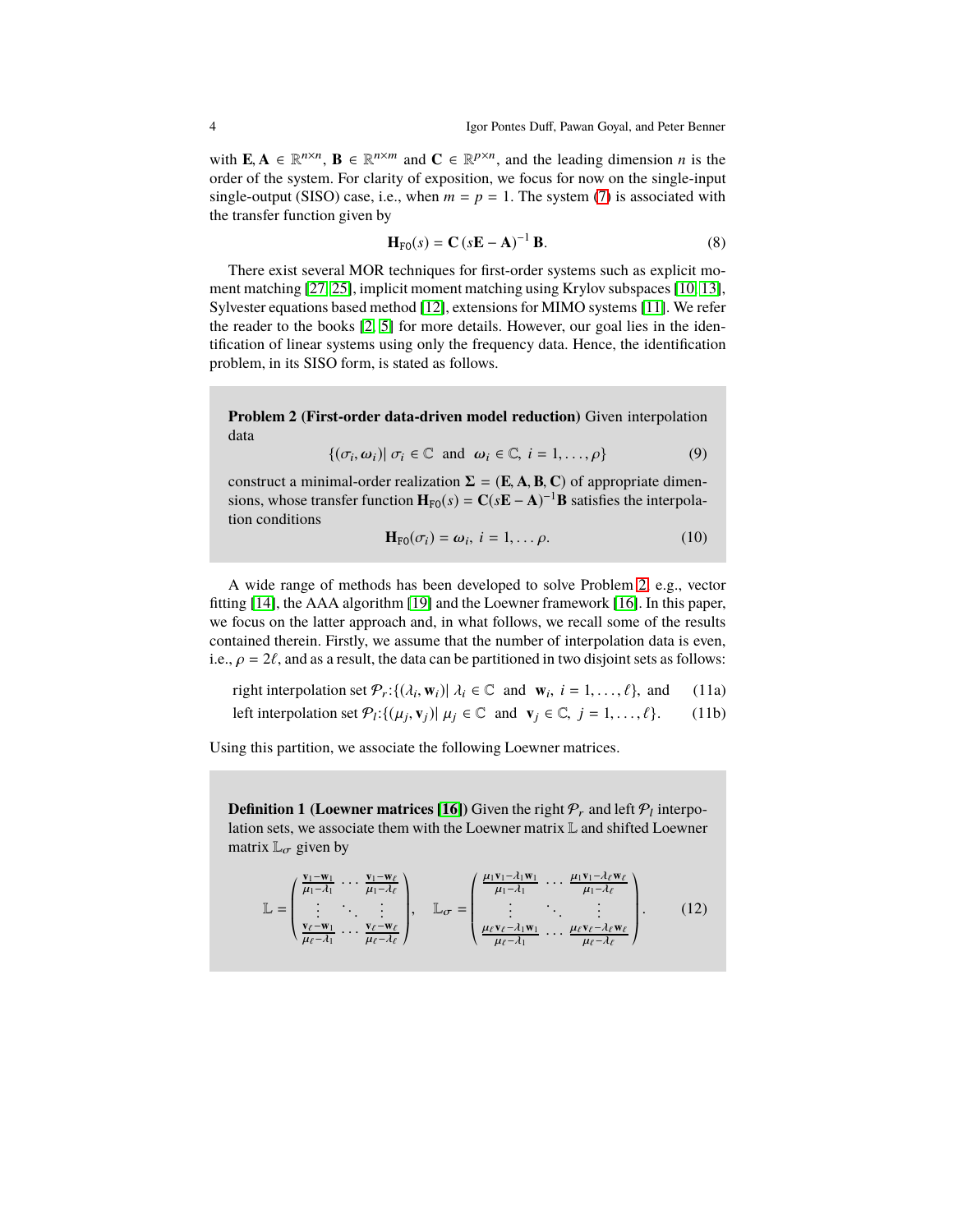with $\mathbf{E}, \mathbf{A} \in \mathbb{R}^{n\times n}$, $\mathbf{B} \in \mathbb{R}^{n\times m}$ and $\mathbf{C} \in \mathbb{R}^{p\times n}$, and the leading dimension $n$ is the order of the system. For clarity of exposition, we focus for now on the single-input single-output (SISO) case, i.e., when $m = p = 1$. The system (7) is associated with the transfer function given by

$$\mathbf{H}_{\mathrm{F0}}(s) = \mathbf{C}\,(s\mathbf{E} - \mathbf{A})^{-1}\,\mathbf{B}. \tag{8}$$

There exist several MOR techniques for first-order systems such as explicit moment matching [27, 25], implicit moment matching using Krylov subspaces [10, 13], Sylvester equations based method [12], extensions for MIMO systems [11]. We refer the reader to the books [2, 5] for more details. However, our goal lies in the identification of linear systems using only the frequency data. Hence, the identification problem, in its SISO form, is stated as follows.

**Problem 2 (First-order data-driven model reduction)** Given interpolation data

$$\{(\sigma_i, \omega_i)|\ \sigma_i \in \mathbb{C} \ \text{ and } \ \omega_i \in \mathbb{C},\ i = 1, \ldots, \rho\} \tag{9}$$

construct a minimal-order realization $\mathbf{\Sigma} = (\mathbf{E}, \mathbf{A}, \mathbf{B}, \mathbf{C})$ of appropriate dimensions, whose transfer function $\mathbf{H}_{\mathrm{F0}}(s) = \mathbf{C}(s\mathbf{E} - \mathbf{A})^{-1}\mathbf{B}$ satisfies the interpolation conditions

$$\mathbf{H}_{\mathrm{F0}}(\sigma_i) = \omega_i,\ i = 1, \ldots \rho. \tag{10}$$

A wide range of methods has been developed to solve Problem 2, e.g., vector fitting [14], the AAA algorithm [19] and the Loewner framework [16]. In this paper, we focus on the latter approach and, in what follows, we recall some of the results contained therein. Firstly, we assume that the number of interpolation data is even, i.e., $\rho = 2\ell$, and as a result, the data can be partitioned in two disjoint sets as follows:

$$\text{right interpolation set } \mathcal{P}_r\text{:}\{(\lambda_i, \mathbf{w}_i)|\ \lambda_i \in \mathbb{C} \ \text{ and } \ \mathbf{w}_i,\ i = 1, \ldots, \ell\}, \text{ and} \tag{11a}$$

$$\text{left interpolation set } \mathcal{P}_l\text{:}\{(\mu_j, \mathbf{v}_j)|\ \mu_j \in \mathbb{C} \ \text{ and } \ \mathbf{v}_j \in \mathbb{C},\ j = 1, \ldots, \ell\}. \tag{11b}$$

Using this partition, we associate the following Loewner matrices.

**Definition 1 (Loewner matrices [16])** Given the right $\mathcal{P}_r$ and left $\mathcal{P}_l$ interpolation sets, we associate them with the Loewner matrix $\mathbb{L}$ and shifted Loewner matrix $\mathbb{L}_\sigma$ given by

$$\mathbb{L} = \begin{pmatrix} \frac{\mathbf{v}_1 - \mathbf{w}_1}{\mu_1 - \lambda_1} & \cdots & \frac{\mathbf{v}_1 - \mathbf{w}_\ell}{\mu_1 - \lambda_\ell} \\ \vdots & \ddots & \vdots \\ \frac{\mathbf{v}_\ell - \mathbf{w}_1}{\mu_\ell - \lambda_1} & \cdots & \frac{\mathbf{v}_\ell - \mathbf{w}_\ell}{\mu_\ell - \lambda_\ell} \end{pmatrix}, \quad \mathbb{L}_\sigma = \begin{pmatrix} \frac{\mu_1 \mathbf{v}_1 - \lambda_1 \mathbf{w}_1}{\mu_1 - \lambda_1} & \cdots & \frac{\mu_1 \mathbf{v}_1 - \lambda_\ell \mathbf{w}_\ell}{\mu_1 - \lambda_\ell} \\ \vdots & \ddots & \vdots \\ \frac{\mu_\ell \mathbf{v}_\ell - \lambda_1 \mathbf{w}_1}{\mu_\ell - \lambda_1} & \cdots & \frac{\mu_\ell \mathbf{v}_\ell - \lambda_\ell \mathbf{w}_\ell}{\mu_\ell - \lambda_\ell} \end{pmatrix}. \tag{12}$$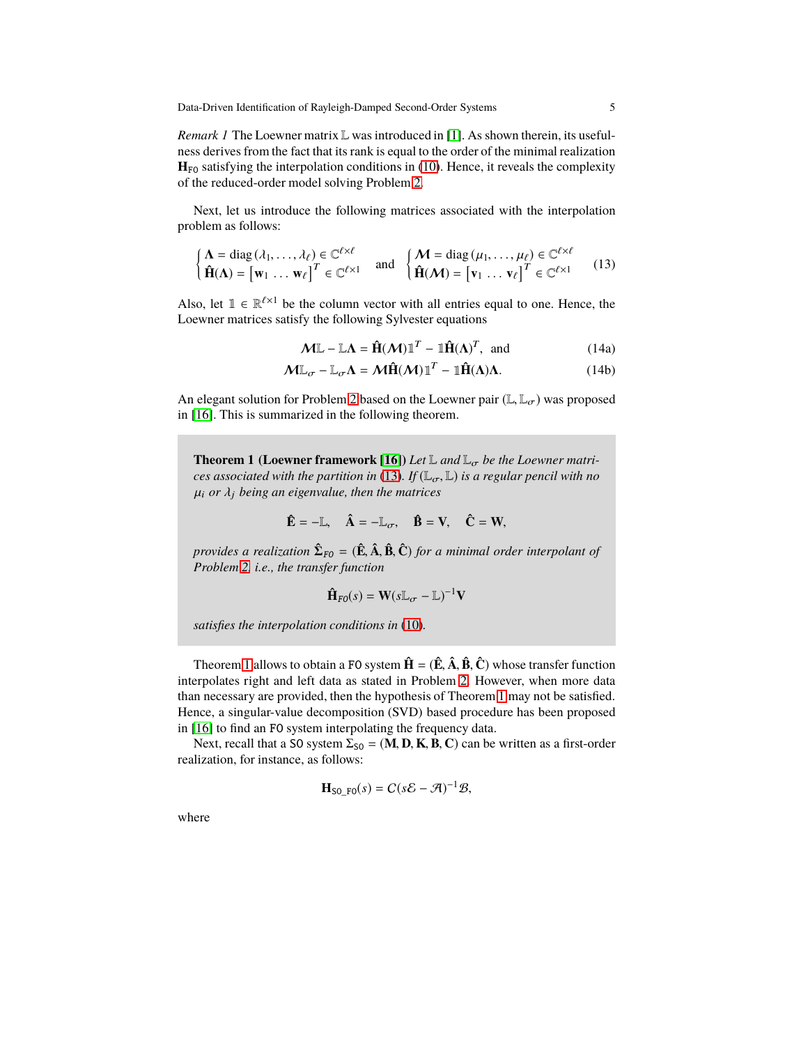*Remark 1* The Loewner matrix $\mathbb{L}$ was introduced in [1]. As shown therein, its usefulness derives from the fact that its rank is equal to the order of the minimal realization $\mathbf{H}_{\texttt{FO}}$ satisfying the interpolation conditions in (10). Hence, it reveals the complexity of the reduced-order model solving Problem 2.

Next, let us introduce the following matrices associated with the interpolation problem as follows:

$$
\begin{cases} \boldsymbol{\Lambda} = \operatorname{diag}(\lambda_1, \ldots, \lambda_\ell) \in \mathbb{C}^{\ell \times \ell} \\ \hat{\mathbf{H}}(\boldsymbol{\Lambda}) = \begin{bmatrix} \mathbf{w}_1 & \ldots & \mathbf{w}_\ell \end{bmatrix}^T \in \mathbb{C}^{\ell \times 1} \end{cases} \quad \text{and} \quad \begin{cases} \boldsymbol{\mathcal{M}} = \operatorname{diag}(\mu_1, \ldots, \mu_\ell) \in \mathbb{C}^{\ell \times \ell} \\ \hat{\mathbf{H}}(\boldsymbol{\mathcal{M}}) = \begin{bmatrix} \mathbf{v}_1 & \ldots & \mathbf{v}_\ell \end{bmatrix}^T \in \mathbb{C}^{\ell \times 1} \end{cases} \tag{13}
$$

Also, let $\mathbb{1} \in \mathbb{R}^{\ell \times 1}$ be the column vector with all entries equal to one. Hence, the Loewner matrices satisfy the following Sylvester equations

$$
\boldsymbol{\mathcal{M}}\mathbb{L} - \mathbb{L}\boldsymbol{\Lambda} = \hat{\mathbf{H}}(\boldsymbol{\mathcal{M}})\mathbb{1}^T - \mathbb{1}\hat{\mathbf{H}}(\boldsymbol{\Lambda})^T, \quad \text{and} \tag{14a}
$$

$$
\boldsymbol{\mathcal{M}}\mathbb{L}_\sigma - \mathbb{L}_\sigma\boldsymbol{\Lambda} = \boldsymbol{\mathcal{M}}\hat{\mathbf{H}}(\boldsymbol{\mathcal{M}})\mathbb{1}^T - \mathbb{1}\hat{\mathbf{H}}(\boldsymbol{\Lambda})\boldsymbol{\Lambda}. \tag{14b}
$$

An elegant solution for Problem 2 based on the Loewner pair $(\mathbb{L}, \mathbb{L}_\sigma)$ was proposed in [16]. This is summarized in the following theorem.

**Theorem 1 (Loewner framework [16])** *Let $\mathbb{L}$ and $\mathbb{L}_\sigma$ be the Loewner matrices associated with the partition in (13). If $(\mathbb{L}_\sigma, \mathbb{L})$ is a regular pencil with no $\mu_i$ or $\lambda_j$ being an eigenvalue, then the matrices*

$$
\hat{\mathbf{E}} = -\mathbb{L}, \quad \hat{\mathbf{A}} = -\mathbb{L}_\sigma, \quad \hat{\mathbf{B}} = \mathbf{V}, \quad \hat{\mathbf{C}} = \mathbf{W},
$$

*provides a realization $\hat{\boldsymbol{\Sigma}}_{FO} = (\hat{\mathbf{E}}, \hat{\mathbf{A}}, \hat{\mathbf{B}}, \hat{\mathbf{C}})$ for a minimal order interpolant of Problem 2, i.e., the transfer function*

$$
\hat{\mathbf{H}}_{FO}(s) = \mathbf{W}(s\mathbb{L}_\sigma - \mathbb{L})^{-1}\mathbf{V}
$$

*satisfies the interpolation conditions in (10).*

Theorem 1 allows to obtain a `FO` system $\hat{\mathbf{H}} = (\hat{\mathbf{E}}, \hat{\mathbf{A}}, \hat{\mathbf{B}}, \hat{\mathbf{C}})$ whose transfer function interpolates right and left data as stated in Problem 2. However, when more data than necessary are provided, then the hypothesis of Theorem 1 may not be satisfied. Hence, a singular-value decomposition (SVD) based procedure has been proposed in [16] to find an `FO` system interpolating the frequency data.

Next, recall that a `SO` system $\Sigma_{\texttt{SO}} = (\mathbf{M}, \mathbf{D}, \mathbf{K}, \mathbf{B}, \mathbf{C})$ can be written as a first-order realization, for instance, as follows:

$$
\mathbf{H}_{\texttt{SO\_FO}}(s) = \mathcal{C}(s\mathcal{E} - \mathcal{A})^{-1}\mathcal{B},
$$

where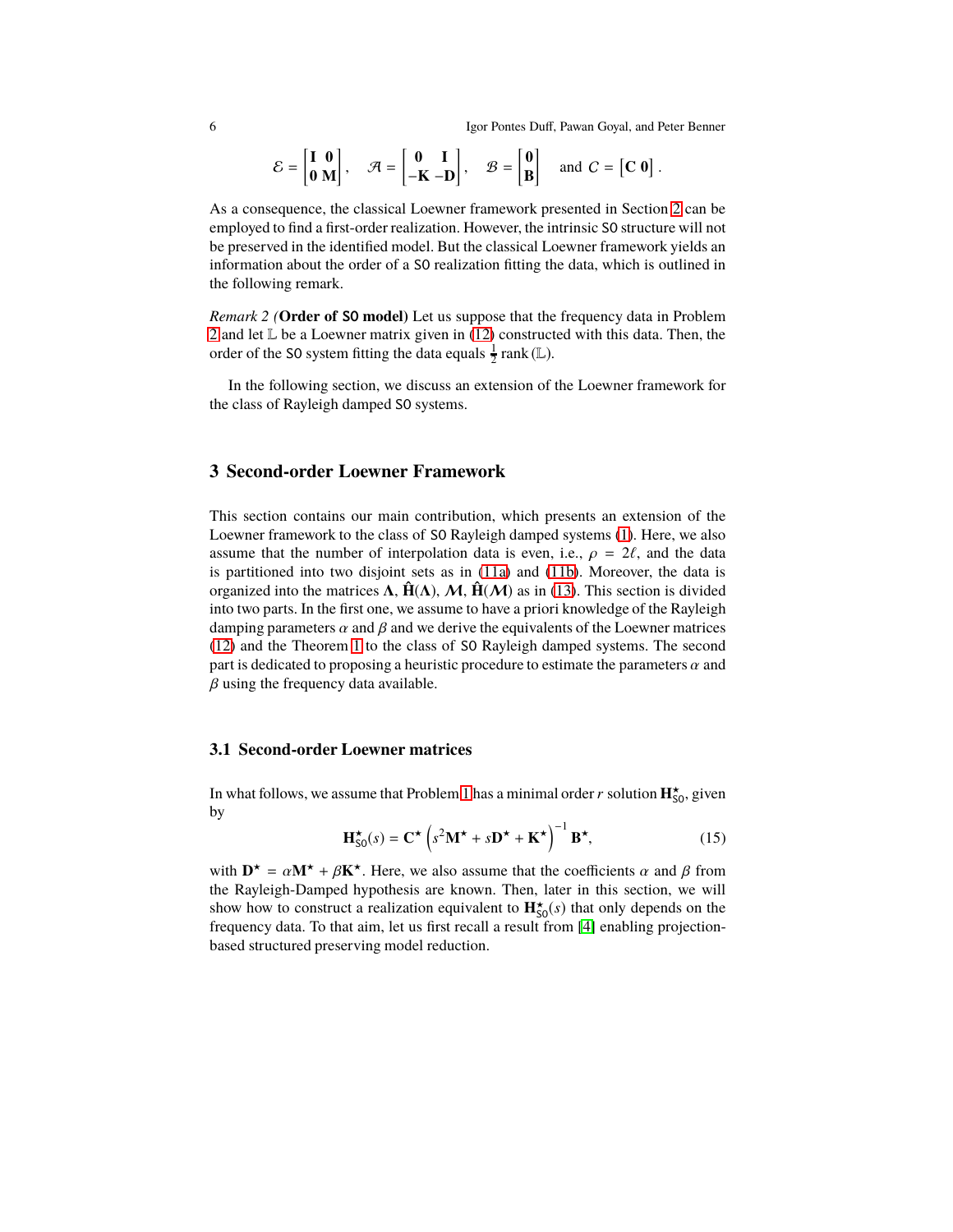$$\mathcal{E} = \begin{bmatrix} \mathbf{I} & \mathbf{0} \\ \mathbf{0} & \mathbf{M} \end{bmatrix}, \quad \mathcal{A} = \begin{bmatrix} \mathbf{0} & \mathbf{I} \\ -\mathbf{K} & -\mathbf{D} \end{bmatrix}, \quad \mathcal{B} = \begin{bmatrix} \mathbf{0} \\ \mathbf{B} \end{bmatrix} \quad \text{and } \mathcal{C} = \begin{bmatrix} \mathbf{C} & \mathbf{0} \end{bmatrix}.$$

As a consequence, the classical Loewner framework presented in Section 2 can be employed to find a first-order realization. However, the intrinsic SO structure will not be preserved in the identified model. But the classical Loewner framework yields an information about the order of a SO realization fitting the data, which is outlined in the following remark.

*Remark 2 (***Order of SO model)** Let us suppose that the frequency data in Problem 2 and let $\mathbb{L}$ be a Loewner matrix given in (12) constructed with this data. Then, the order of the SO system fitting the data equals $\frac{1}{2}\,\mathrm{rank}\,(\mathbb{L})$.

In the following section, we discuss an extension of the Loewner framework for the class of Rayleigh damped SO systems.

## 3 Second-order Loewner Framework

This section contains our main contribution, which presents an extension of the Loewner framework to the class of SO Rayleigh damped systems (1). Here, we also assume that the number of interpolation data is even, i.e., $\rho = 2\ell$, and the data is partitioned into two disjoint sets as in (11a) and (11b). Moreover, the data is organized into the matrices $\mathbf{\Lambda}$, $\hat{\mathbf{H}}(\mathbf{\Lambda})$, $\boldsymbol{\mathcal{M}}$, $\hat{\mathbf{H}}(\boldsymbol{\mathcal{M}})$ as in (13). This section is divided into two parts. In the first one, we assume to have a priori knowledge of the Rayleigh damping parameters $\alpha$ and $\beta$ and we derive the equivalents of the Loewner matrices (12) and the Theorem 1 to the class of SO Rayleigh damped systems. The second part is dedicated to proposing a heuristic procedure to estimate the parameters $\alpha$ and $\beta$ using the frequency data available.

### 3.1 Second-order Loewner matrices

In what follows, we assume that Problem 1 has a minimal order $r$ solution $\mathbf{H}^{\star}_{\mathsf{SO}}$, given by

$$\mathbf{H}^{\star}_{\mathsf{SO}}(s) = \mathbf{C}^{\star}\left(s^2\mathbf{M}^{\star} + s\mathbf{D}^{\star} + \mathbf{K}^{\star}\right)^{-1}\mathbf{B}^{\star}, \tag{15}$$

with $\mathbf{D}^{\star} = \alpha\mathbf{M}^{\star} + \beta\mathbf{K}^{\star}$. Here, we also assume that the coefficients $\alpha$ and $\beta$ from the Rayleigh-Damped hypothesis are known. Then, later in this section, we will show how to construct a realization equivalent to $\mathbf{H}^{\star}_{\mathsf{SO}}(s)$ that only depends on the frequency data. To that aim, let us first recall a result from [4] enabling projection-based structured preserving model reduction.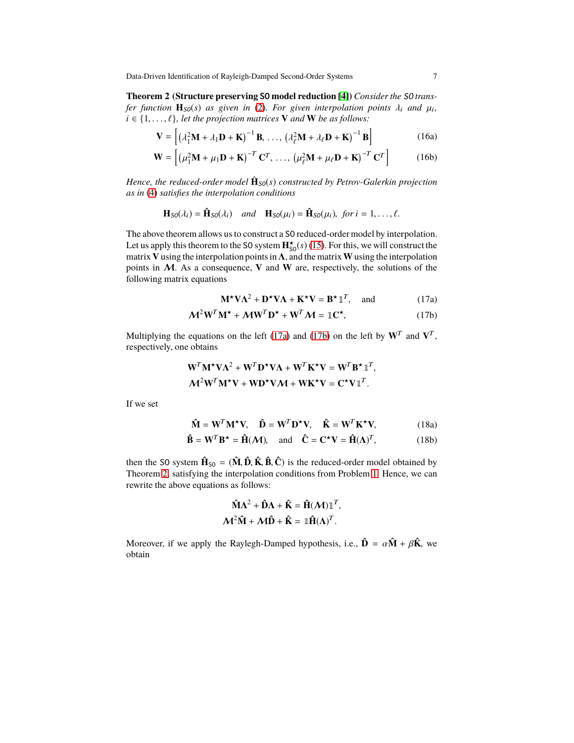**Theorem 2 (Structure preserving SO model reduction [4])** *Consider the* SO *transfer function* $\mathbf{H}_{SO}(s)$ *as given in* (2). *For given interpolation points* $\lambda_i$ *and* $\mu_i$, $i \in \{1, \ldots, \ell\}$, *let the projection matrices* $\mathbf{V}$ *and* $\mathbf{W}$ *be as follows:*

$$\mathbf{V} = \left[ \left(\lambda_1^2 \mathbf{M} + \lambda_1 \mathbf{D} + \mathbf{K}\right)^{-1} \mathbf{B}, \ldots, \left(\lambda_\ell^2 \mathbf{M} + \lambda_\ell \mathbf{D} + \mathbf{K}\right)^{-1} \mathbf{B} \right] \tag{16a}$$

$$\mathbf{W} = \left[ \left(\mu_1^2 \mathbf{M} + \mu_1 \mathbf{D} + \mathbf{K}\right)^{-T} \mathbf{C}^T, \ldots, \left(\mu_\ell^2 \mathbf{M} + \mu_\ell \mathbf{D} + \mathbf{K}\right)^{-T} \mathbf{C}^T \right] \tag{16b}$$

*Hence, the reduced-order model* $\hat{\mathbf{H}}_{SO}(s)$ *constructed by Petrov-Galerkin projection as in* (4) *satisfies the interpolation conditions*

$$\mathbf{H}_{SO}(\lambda_i) = \hat{\mathbf{H}}_{SO}(\lambda_i) \quad \text{and} \quad \mathbf{H}_{SO}(\mu_i) = \hat{\mathbf{H}}_{SO}(\mu_i), \ \text{for } i = 1, \ldots, \ell.$$

The above theorem allows us to construct a SO reduced-order model by interpolation. Let us apply this theorem to the SO system $\mathbf{H}_{SO}^{\star}(s)$ (15). For this, we will construct the matrix $\mathbf{V}$ using the interpolation points in $\mathbf{\Lambda}$, and the matrix $\mathbf{W}$ using the interpolation points in $\mathcal{M}$. As a consequence, $\mathbf{V}$ and $\mathbf{W}$ are, respectively, the solutions of the following matrix equations

$$\mathbf{M}^{\star}\mathbf{V}\mathbf{\Lambda}^2 + \mathbf{D}^{\star}\mathbf{V}\mathbf{\Lambda} + \mathbf{K}^{\star}\mathbf{V} = \mathbf{B}^{\star}\mathbb{1}^T, \quad \text{and} \tag{17a}$$

$$\mathcal{M}^2\mathbf{W}^T\mathbf{M}^{\star} + \mathcal{M}\mathbf{W}^T\mathbf{D}^{\star} + \mathbf{W}^T\mathcal{M} = \mathbb{1}\mathbf{C}^{\star}, \tag{17b}$$

Multiplying the equations on the left (17a) and (17b) on the left by $\mathbf{W}^T$ and $\mathbf{V}^T$, respectively, one obtains

$$\mathbf{W}^T\mathbf{M}^{\star}\mathbf{V}\mathbf{\Lambda}^2 + \mathbf{W}^T\mathbf{D}^{\star}\mathbf{V}\mathbf{\Lambda} + \mathbf{W}^T\mathbf{K}^{\star}\mathbf{V} = \mathbf{W}^T\mathbf{B}^{\star}\mathbb{1}^T,$$
$$\mathcal{M}^2\mathbf{W}^T\mathbf{M}^{\star}\mathbf{V} + \mathbf{W}\mathbf{D}^{\star}\mathbf{V}\mathcal{M} + \mathbf{W}\mathbf{K}^{\star}\mathbf{V} = \mathbf{C}^{\star}\mathbf{V}\mathbb{1}^T.$$

If we set

$$\hat{\mathbf{M}} = \mathbf{W}^T\mathbf{M}^{\star}\mathbf{V}, \quad \hat{\mathbf{D}} = \mathbf{W}^T\mathbf{D}^{\star}\mathbf{V}, \quad \hat{\mathbf{K}} = \mathbf{W}^T\mathbf{K}^{\star}\mathbf{V}, \tag{18a}$$

$$\hat{\mathbf{B}} = \mathbf{W}^T\mathbf{B}^{\star} = \hat{\mathbf{H}}(\mathcal{M}), \quad \text{and} \quad \hat{\mathbf{C}} = \mathbf{C}^{\star}\mathbf{V} = \hat{\mathbf{H}}(\mathbf{\Lambda})^T, \tag{18b}$$

then the SO system $\hat{\mathbf{H}}_{SO} = (\hat{\mathbf{M}}, \hat{\mathbf{D}}, \hat{\mathbf{K}}, \hat{\mathbf{B}}, \hat{\mathbf{C}})$ is the reduced-order model obtained by Theorem 2, satisfying the interpolation conditions from Problem 1. Hence, we can rewrite the above equations as follows:

$$\hat{\mathbf{M}}\mathbf{\Lambda}^2 + \hat{\mathbf{D}}\mathbf{\Lambda} + \hat{\mathbf{K}} = \hat{\mathbf{H}}(\mathcal{M})\mathbb{1}^T,$$
$$\mathcal{M}^2\hat{\mathbf{M}} + \mathcal{M}\hat{\mathbf{D}} + \hat{\mathbf{K}} = \mathbb{1}\hat{\mathbf{H}}(\mathbf{\Lambda})^T.$$

Moreover, if we apply the Raylegh-Damped hypothesis, i.e., $\hat{\mathbf{D}} = \alpha\hat{\mathbf{M}} + \beta\hat{\mathbf{K}}$, we obtain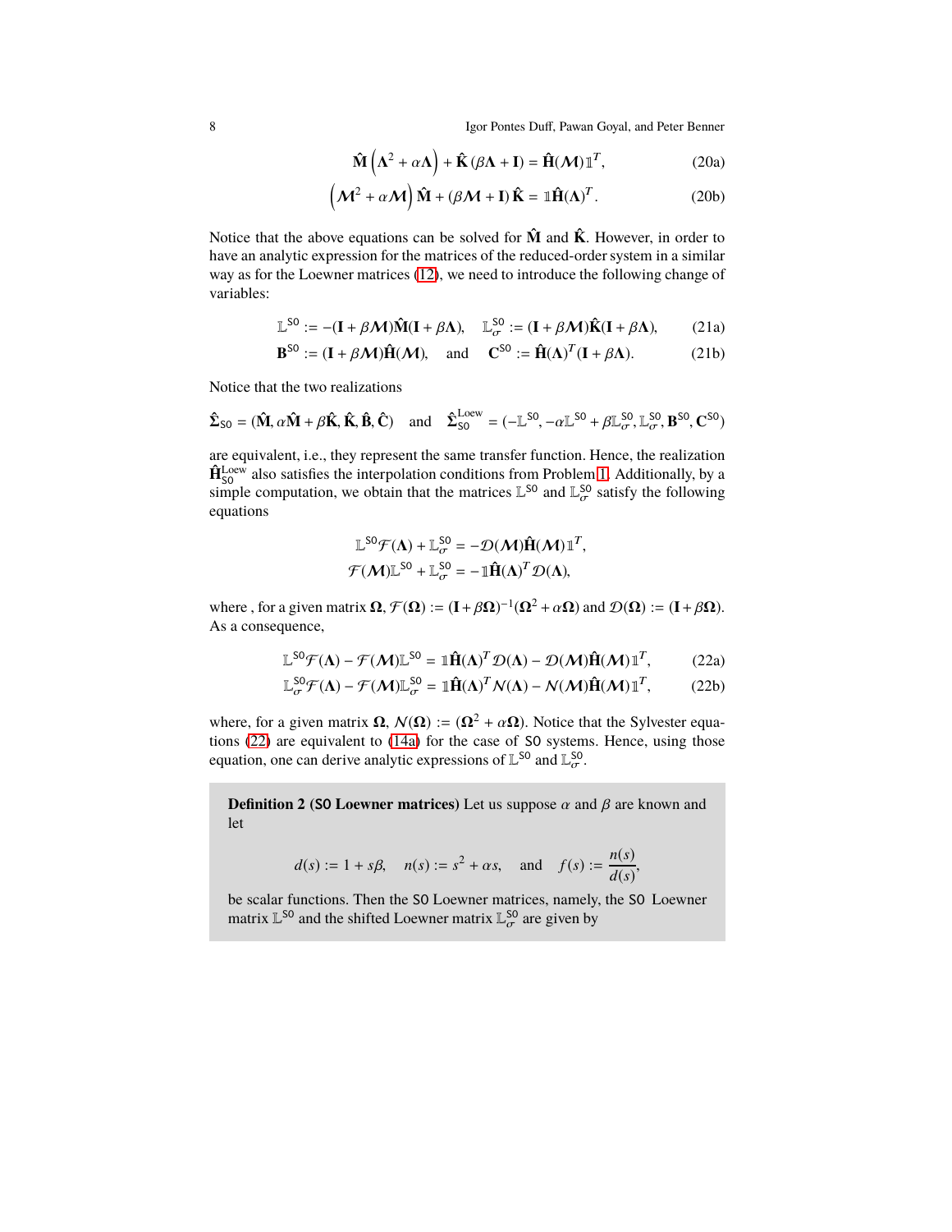$$\hat{\mathbf{M}}\left(\boldsymbol{\Lambda}^2 + \alpha\boldsymbol{\Lambda}\right) + \hat{\mathbf{K}}\left(\beta\boldsymbol{\Lambda} + \mathbf{I}\right) = \hat{\mathbf{H}}(\boldsymbol{\mathcal{M}})\mathbb{1}^T, \tag{20a}$$

$$\left(\boldsymbol{\mathcal{M}}^2 + \alpha\boldsymbol{\mathcal{M}}\right)\hat{\mathbf{M}} + \left(\beta\boldsymbol{\mathcal{M}} + \mathbf{I}\right)\hat{\mathbf{K}} = \mathbb{1}\hat{\mathbf{H}}(\boldsymbol{\Lambda})^T. \tag{20b}$$

Notice that the above equations can be solved for $\hat{\mathbf{M}}$ and $\hat{\mathbf{K}}$. However, in order to have an analytic expression for the matrices of the reduced-order system in a similar way as for the Loewner matrices (12), we need to introduce the following change of variables:

$$\mathbb{L}^{\mathsf{SO}} := -(\mathbf{I} + \beta\boldsymbol{\mathcal{M}})\hat{\mathbf{M}}(\mathbf{I} + \beta\boldsymbol{\Lambda}), \quad \mathbb{L}_{\sigma}^{\mathsf{SO}} := (\mathbf{I} + \beta\boldsymbol{\mathcal{M}})\hat{\mathbf{K}}(\mathbf{I} + \beta\boldsymbol{\Lambda}), \tag{21a}$$

$$\mathbf{B}^{\mathsf{SO}} := (\mathbf{I} + \beta\boldsymbol{\mathcal{M}})\hat{\mathbf{H}}(\boldsymbol{\mathcal{M}}), \quad \text{and} \quad \mathbf{C}^{\mathsf{SO}} := \hat{\mathbf{H}}(\boldsymbol{\Lambda})^T(\mathbf{I} + \beta\boldsymbol{\Lambda}). \tag{21b}$$

Notice that the two realizations

$$\hat{\boldsymbol{\Sigma}}_{\mathsf{SO}} = (\hat{\mathbf{M}}, \alpha\hat{\mathbf{M}} + \beta\hat{\mathbf{K}}, \hat{\mathbf{K}}, \hat{\mathbf{B}}, \hat{\mathbf{C}}) \quad \text{and} \quad \hat{\boldsymbol{\Sigma}}_{\mathsf{SO}}^{\text{Loew}} = (-\mathbb{L}^{\mathsf{SO}}, -\alpha\mathbb{L}^{\mathsf{SO}} + \beta\mathbb{L}_{\sigma}^{\mathsf{SO}}, \mathbb{L}_{\sigma}^{\mathsf{SO}}, \mathbf{B}^{\mathsf{SO}}, \mathbf{C}^{\mathsf{SO}})$$

are equivalent, i.e., they represent the same transfer function. Hence, the realization $\hat{\mathbf{H}}_{\mathsf{SO}}^{\text{Loew}}$ also satisfies the interpolation conditions from Problem 1. Additionally, by a simple computation, we obtain that the matrices $\mathbb{L}^{\mathsf{SO}}$ and $\mathbb{L}_{\sigma}^{\mathsf{SO}}$ satisfy the following equations

$$\mathbb{L}^{\mathsf{SO}}\mathcal{F}(\boldsymbol{\Lambda}) + \mathbb{L}_{\sigma}^{\mathsf{SO}} = -\mathcal{D}(\boldsymbol{\mathcal{M}})\hat{\mathbf{H}}(\boldsymbol{\mathcal{M}})\mathbb{1}^T,$$
$$\mathcal{F}(\boldsymbol{\mathcal{M}})\mathbb{L}^{\mathsf{SO}} + \mathbb{L}_{\sigma}^{\mathsf{SO}} = -\mathbb{1}\hat{\mathbf{H}}(\boldsymbol{\Lambda})^T\mathcal{D}(\boldsymbol{\Lambda}),$$

where , for a given matrix $\boldsymbol{\Omega}$, $\mathcal{F}(\boldsymbol{\Omega}) := (\mathbf{I} + \beta\boldsymbol{\Omega})^{-1}(\boldsymbol{\Omega}^2 + \alpha\boldsymbol{\Omega})$ and $\mathcal{D}(\boldsymbol{\Omega}) := (\mathbf{I} + \beta\boldsymbol{\Omega})$. As a consequence,

$$\mathbb{L}^{\mathsf{SO}}\mathcal{F}(\boldsymbol{\Lambda}) - \mathcal{F}(\boldsymbol{\mathcal{M}})\mathbb{L}^{\mathsf{SO}} = \mathbb{1}\hat{\mathbf{H}}(\boldsymbol{\Lambda})^T\mathcal{D}(\boldsymbol{\Lambda}) - \mathcal{D}(\boldsymbol{\mathcal{M}})\hat{\mathbf{H}}(\boldsymbol{\mathcal{M}})\mathbb{1}^T, \tag{22a}$$

$$\mathbb{L}_{\sigma}^{\mathsf{SO}}\mathcal{F}(\boldsymbol{\Lambda}) - \mathcal{F}(\boldsymbol{\mathcal{M}})\mathbb{L}_{\sigma}^{\mathsf{SO}} = \mathbb{1}\hat{\mathbf{H}}(\boldsymbol{\Lambda})^T\mathcal{N}(\boldsymbol{\Lambda}) - \mathcal{N}(\boldsymbol{\mathcal{M}})\hat{\mathbf{H}}(\boldsymbol{\mathcal{M}})\mathbb{1}^T, \tag{22b}$$

where, for a given matrix $\boldsymbol{\Omega}$, $\mathcal{N}(\boldsymbol{\Omega}) := (\boldsymbol{\Omega}^2 + \alpha\boldsymbol{\Omega})$. Notice that the Sylvester equations (22) are equivalent to (14a) for the case of SO systems. Hence, using those equation, one can derive analytic expressions of $\mathbb{L}^{\mathsf{SO}}$ and $\mathbb{L}_{\sigma}^{\mathsf{SO}}$.

**Definition 2 (SO Loewner matrices)** Let us suppose $\alpha$ and $\beta$ are known and let

$$d(s) := 1 + s\beta, \quad n(s) := s^2 + \alpha s, \quad \text{and} \quad f(s) := \frac{n(s)}{d(s)},$$

be scalar functions. Then the SO Loewner matrices, namely, the SO Loewner matrix $\mathbb{L}^{\mathsf{SO}}$ and the shifted Loewner matrix $\mathbb{L}_{\sigma}^{\mathsf{SO}}$ are given by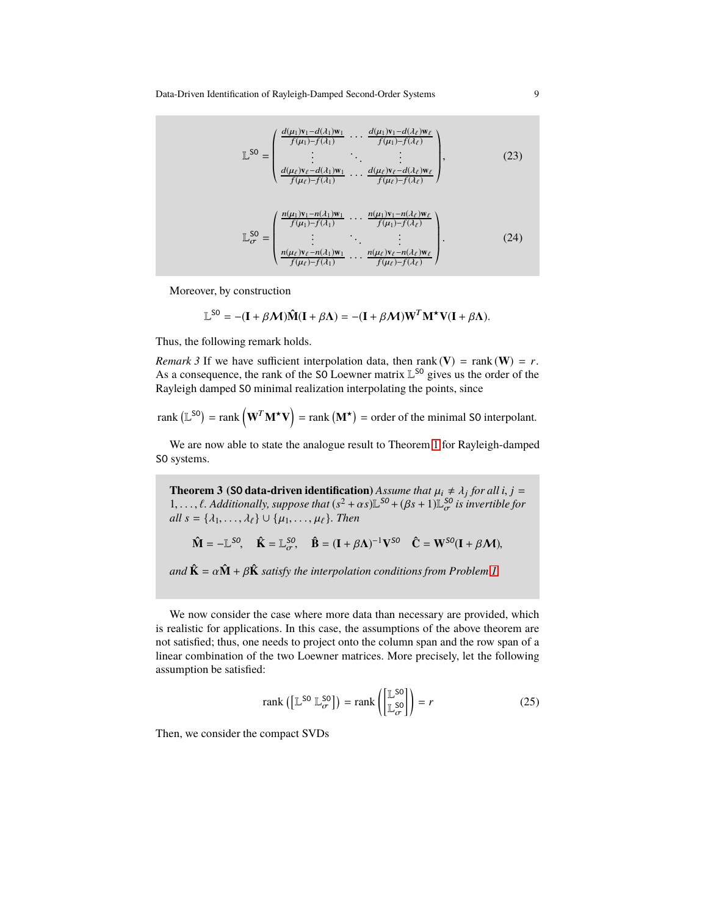$$
\mathbb{L}^{\mathsf{SO}} = \begin{pmatrix} \frac{d(\mu_1)\mathbf{v}_1 - d(\lambda_1)\mathbf{w}_1}{f(\mu_1)-f(\lambda_1)} & \cdots & \frac{d(\mu_1)\mathbf{v}_1 - d(\lambda_\ell)\mathbf{w}_\ell}{f(\mu_1)-f(\lambda_\ell)} \\ \vdots & \ddots & \vdots \\ \frac{d(\mu_\ell)\mathbf{v}_\ell - d(\lambda_1)\mathbf{w}_1}{f(\mu_\ell)-f(\lambda_1)} & \cdots & \frac{d(\mu_\ell)\mathbf{v}_\ell - d(\lambda_\ell)\mathbf{w}_\ell}{f(\mu_\ell)-f(\lambda_\ell)} \end{pmatrix}, \tag{23}
$$

$$
\mathbb{L}_\sigma^{\mathsf{SO}} = \begin{pmatrix} \frac{n(\mu_1)\mathbf{v}_1 - n(\lambda_1)\mathbf{w}_1}{f(\mu_1)-f(\lambda_1)} & \cdots & \frac{n(\mu_1)\mathbf{v}_1 - n(\lambda_\ell)\mathbf{w}_\ell}{f(\mu_1)-f(\lambda_\ell)} \\ \vdots & \ddots & \vdots \\ \frac{n(\mu_\ell)\mathbf{v}_\ell - n(\lambda_1)\mathbf{w}_1}{f(\mu_\ell)-f(\lambda_1)} & \cdots & \frac{n(\mu_\ell)\mathbf{v}_\ell - n(\lambda_\ell)\mathbf{w}_\ell}{f(\mu_\ell)-f(\lambda_\ell)} \end{pmatrix}. \tag{24}
$$

Moreover, by construction

$$
\mathbb{L}^{\mathsf{SO}} = -(\mathbf{I} + \beta \boldsymbol{\mathcal{M}})\hat{\mathbf{M}}(\mathbf{I} + \beta \boldsymbol{\Lambda}) = -(\mathbf{I} + \beta \boldsymbol{\mathcal{M}})\mathbf{W}^T \mathbf{M}^\star \mathbf{V}(\mathbf{I} + \beta \boldsymbol{\Lambda}).
$$

Thus, the following remark holds.

*Remark 3* If we have sufficient interpolation data, then $\operatorname{rank}(\mathbf{V}) = \operatorname{rank}(\mathbf{W}) = r$. As a consequence, the rank of the SO Loewner matrix $\mathbb{L}^{\mathsf{SO}}$ gives us the order of the Rayleigh damped SO minimal realization interpolating the points, since

$$
\operatorname{rank}\left(\mathbb{L}^{\mathsf{SO}}\right) = \operatorname{rank}\left(\mathbf{W}^T \mathbf{M}^\star \mathbf{V}\right) = \operatorname{rank}\left(\mathbf{M}^\star\right) = \text{order of the minimal SO interpolant.}
$$

We are now able to state the analogue result to Theorem 1 for Rayleigh-damped SO systems.

**Theorem 3 (SO data-driven identification)** *Assume that $\mu_i \neq \lambda_j$ for all $i, j = 1, \ldots, \ell$. Additionally, suppose that $(s^2 + \alpha s)\mathbb{L}^{\mathsf{SO}} + (\beta s + 1)\mathbb{L}_\sigma^{\mathsf{SO}}$ is invertible for all $s = \{\lambda_1, \ldots, \lambda_\ell\} \cup \{\mu_1, \ldots, \mu_\ell\}$. Then*

$$
\hat{\mathbf{M}} = -\mathbb{L}^{\mathsf{SO}}, \quad \hat{\mathbf{K}} = \mathbb{L}_\sigma^{\mathsf{SO}}, \quad \hat{\mathbf{B}} = (\mathbf{I} + \beta \boldsymbol{\Lambda})^{-1}\mathbf{V}^{\mathsf{SO}} \quad \hat{\mathbf{C}} = \mathbf{W}^{\mathsf{SO}}(\mathbf{I} + \beta \boldsymbol{\mathcal{M}}),
$$

*and $\hat{\mathbf{K}} = \alpha \hat{\mathbf{M}} + \beta \hat{\mathbf{K}}$ satisfy the interpolation conditions from Problem 1.*

We now consider the case where more data than necessary are provided, which is realistic for applications. In this case, the assumptions of the above theorem are not satisfied; thus, one needs to project onto the column span and the row span of a linear combination of the two Loewner matrices. More precisely, let the following assumption be satisfied:

$$
\operatorname{rank}\left(\begin{bmatrix} \mathbb{L}^{\mathsf{SO}} & \mathbb{L}_\sigma^{\mathsf{SO}} \end{bmatrix}\right) = \operatorname{rank}\left(\begin{bmatrix} \mathbb{L}^{\mathsf{SO}} \\ \mathbb{L}_\sigma^{\mathsf{SO}} \end{bmatrix}\right) = r \tag{25}
$$

Then, we consider the compact SVDs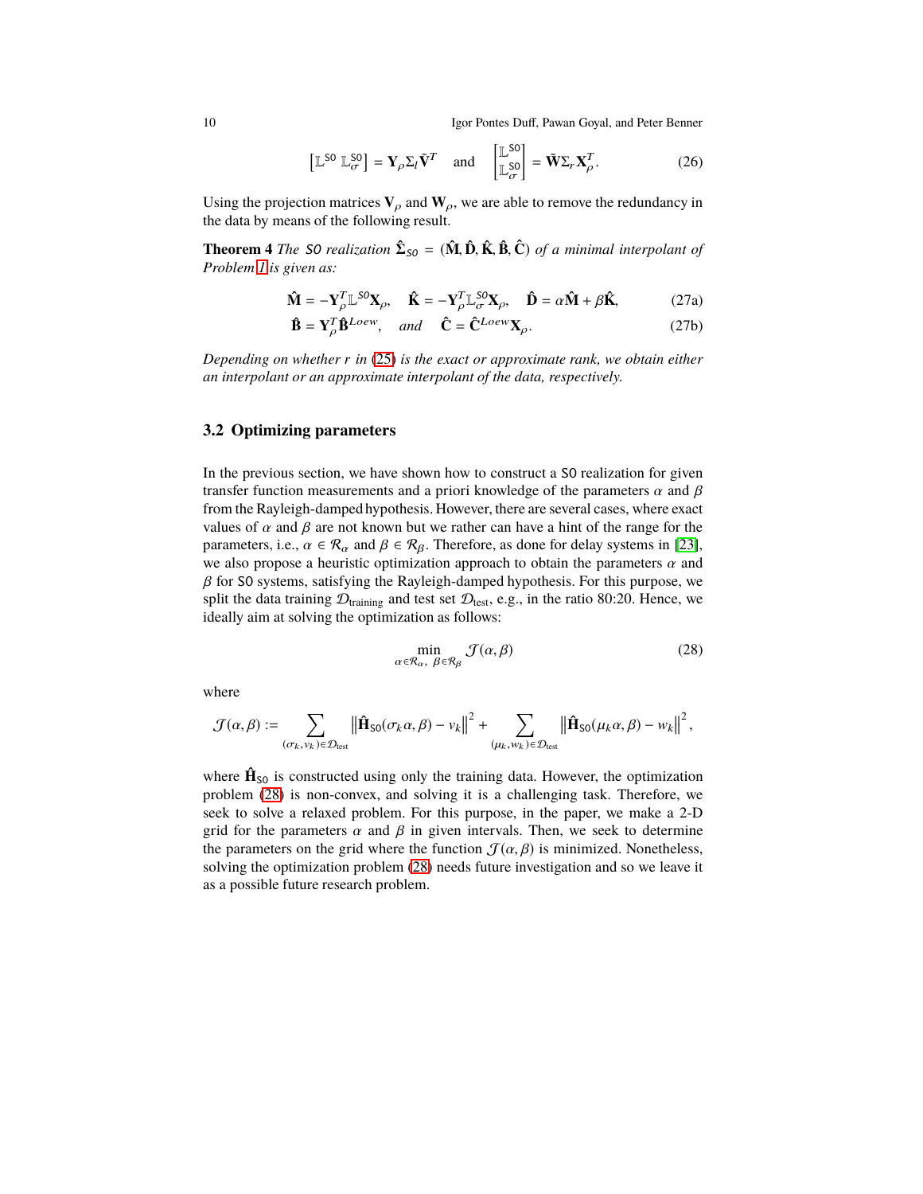$$\begin{bmatrix} \mathbb{L}^{\mathsf{SO}} & \mathbb{L}_{\sigma}^{\mathsf{SO}} \end{bmatrix} = \mathbf{Y}_{\rho} \Sigma_l \tilde{\mathbf{V}}^T \quad \text{and} \quad \begin{bmatrix} \mathbb{L}^{\mathsf{SO}} \\ \mathbb{L}_{\sigma}^{\mathsf{SO}} \end{bmatrix} = \tilde{\mathbf{W}} \Sigma_r \mathbf{X}_{\rho}^T. \tag{26}$$

Using the projection matrices $\mathbf{V}_{\rho}$ and $\mathbf{W}_{\rho}$, we are able to remove the redundancy in the data by means of the following result.

**Theorem 4** *The* $\mathsf{SO}$ *realization* $\hat{\mathbf{\Sigma}}_{\mathsf{SO}} = (\hat{\mathbf{M}}, \hat{\mathbf{D}}, \hat{\mathbf{K}}, \hat{\mathbf{B}}, \hat{\mathbf{C}})$ *of a minimal interpolant of Problem 1 is given as:*

$$\hat{\mathbf{M}} = -\mathbf{Y}_{\rho}^T \mathbb{L}^{\mathsf{SO}} \mathbf{X}_{\rho}, \quad \hat{\mathbf{K}} = -\mathbf{Y}_{\rho}^T \mathbb{L}_{\sigma}^{\mathsf{SO}} \mathbf{X}_{\rho}, \quad \hat{\mathbf{D}} = \alpha \hat{\mathbf{M}} + \beta \hat{\mathbf{K}}, \tag{27a}$$

$$\hat{\mathbf{B}} = \mathbf{Y}_{\rho}^T \hat{\mathbf{B}}^{Loew}, \quad \textit{and} \quad \hat{\mathbf{C}} = \hat{\mathbf{C}}^{Loew} \mathbf{X}_{\rho}. \tag{27b}$$

*Depending on whether $r$ in (25) is the exact or approximate rank, we obtain either an interpolant or an approximate interpolant of the data, respectively.*

## 3.2 Optimizing parameters

In the previous section, we have shown how to construct a $\mathsf{SO}$ realization for given transfer function measurements and a priori knowledge of the parameters $\alpha$ and $\beta$ from the Rayleigh-damped hypothesis. However, there are several cases, where exact values of $\alpha$ and $\beta$ are not known but we rather can have a hint of the range for the parameters, i.e., $\alpha \in \mathcal{R}_{\alpha}$ and $\beta \in \mathcal{R}_{\beta}$. Therefore, as done for delay systems in [23], we also propose a heuristic optimization approach to obtain the parameters $\alpha$ and $\beta$ for $\mathsf{SO}$ systems, satisfying the Rayleigh-damped hypothesis. For this purpose, we split the data training $\mathcal{D}_{\text{training}}$ and test set $\mathcal{D}_{\text{test}}$, e.g., in the ratio 80:20. Hence, we ideally aim at solving the optimization as follows:

$$\min_{\alpha \in \mathcal{R}_{\alpha},\ \beta \in \mathcal{R}_{\beta}} \mathcal{J}(\alpha, \beta) \tag{28}$$

where

$$\mathcal{J}(\alpha, \beta) := \sum_{(\sigma_k, v_k) \in \mathcal{D}_{\text{test}}} \left\| \hat{\mathbf{H}}_{\mathsf{SO}}(\sigma_k \alpha, \beta) - v_k \right\|^2 + \sum_{(\mu_k, w_k) \in \mathcal{D}_{\text{test}}} \left\| \hat{\mathbf{H}}_{\mathsf{SO}}(\mu_k \alpha, \beta) - w_k \right\|^2,$$

where $\hat{\mathbf{H}}_{\mathsf{SO}}$ is constructed using only the training data. However, the optimization problem (28) is non-convex, and solving it is a challenging task. Therefore, we seek to solve a relaxed problem. For this purpose, in the paper, we make a 2-D grid for the parameters $\alpha$ and $\beta$ in given intervals. Then, we seek to determine the parameters on the grid where the function $\mathcal{J}(\alpha, \beta)$ is minimized. Nonetheless, solving the optimization problem (28) needs future investigation and so we leave it as a possible future research problem.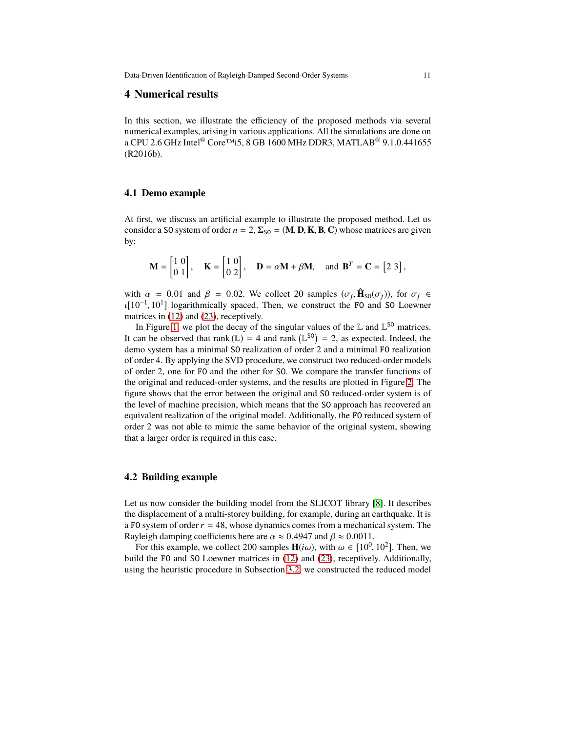## 4 Numerical results

In this section, we illustrate the efficiency of the proposed methods via several numerical examples, arising in various applications. All the simulations are done on a CPU 2.6 GHz Intel® Core™i5, 8 GB 1600 MHz DDR3, MATLAB® 9.1.0.441655 (R2016b).

### 4.1 Demo example

At first, we discuss an artificial example to illustrate the proposed method. Let us consider a SO system of order $n = 2$, $\mathbf{\Sigma}_{\mathtt{SO}} = (\mathbf{M}, \mathbf{D}, \mathbf{K}, \mathbf{B}, \mathbf{C})$ whose matrices are given by:

$$\mathbf{M} = \begin{bmatrix} 1 & 0 \\ 0 & 1 \end{bmatrix}, \quad \mathbf{K} = \begin{bmatrix} 1 & 0 \\ 0 & 2 \end{bmatrix}, \quad \mathbf{D} = \alpha \mathbf{M} + \beta \mathbf{M}, \quad \text{and } \mathbf{B}^T = \mathbf{C} = \begin{bmatrix} 2 & 3 \end{bmatrix},$$

with $\alpha = 0.01$ and $\beta = 0.02$. We collect 20 samples $(\sigma_j, \hat{\mathbf{H}}_{\mathtt{SO}}(\sigma_j))$, for $\sigma_j \in \imath[10^{-1}, 10^{1}]$ logarithmically spaced. Then, we construct the FO and SO Loewner matrices in (12) and (23), receptively.

In Figure 1, we plot the decay of the singular values of the $\mathbb{L}$ and $\mathbb{L}^{\mathtt{SO}}$ matrices. It can be observed that rank $(\mathbb{L}) = 4$ and rank $\left(\mathbb{L}^{\mathtt{SO}}\right) = 2$, as expected. Indeed, the demo system has a minimal SO realization of order 2 and a minimal FO realization of order 4. By applying the SVD procedure, we construct two reduced-order models of order 2, one for FO and the other for SO. We compare the transfer functions of the original and reduced-order systems, and the results are plotted in Figure 2. The figure shows that the error between the original and SO reduced-order system is of the level of machine precision, which means that the SO approach has recovered an equivalent realization of the original model. Additionally, the FO reduced system of order 2 was not able to mimic the same behavior of the original system, showing that a larger order is required in this case.

### 4.2 Building example

Let us now consider the building model from the SLICOT library [8]. It describes the displacement of a multi-storey building, for example, during an earthquake. It is a FO system of order $r = 48$, whose dynamics comes from a mechanical system. The Rayleigh damping coefficients here are $\alpha \approx 0.4947$ and $\beta \approx 0.0011$.

For this example, we collect 200 samples $\mathbf{H}(\imath\omega)$, with $\omega \in [10^{0}, 10^{2}]$. Then, we build the FO and SO Loewner matrices in (12) and (23), receptively. Additionally, using the heuristic procedure in Subsection 3.2, we constructed the reduced model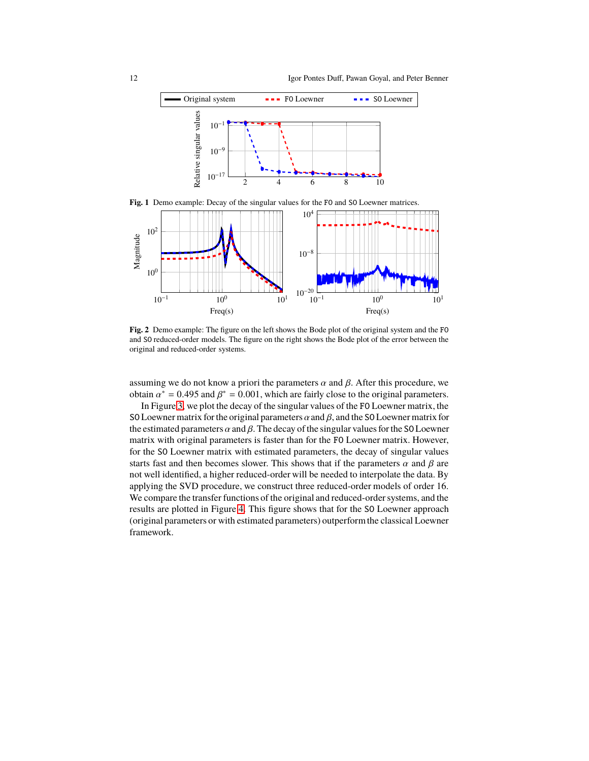**Fig. 1** Demo example: Decay of the singular values for the F0 and S0 Loewner matrices.

**Fig. 2** Demo example: The figure on the left shows the Bode plot of the original system and the F0 and S0 reduced-order models. The figure on the right shows the Bode plot of the error between the original and reduced-order systems.

assuming we do not know a priori the parameters $\alpha$ and $\beta$. After this procedure, we obtain $\alpha^* = 0.495$ and $\beta^* = 0.001$, which are fairly close to the original parameters.

In Figure 3, we plot the decay of the singular values of the F0 Loewner matrix, the S0 Loewner matrix for the original parameters $\alpha$ and $\beta$, and the S0 Loewner matrix for the estimated parameters $\alpha$ and $\beta$. The decay of the singular values for the S0 Loewner matrix with original parameters is faster than for the F0 Loewner matrix. However, for the S0 Loewner matrix with estimated parameters, the decay of singular values starts fast and then becomes slower. This shows that if the parameters $\alpha$ and $\beta$ are not well identified, a higher reduced-order will be needed to interpolate the data. By applying the SVD procedure, we construct three reduced-order models of order 16. We compare the transfer functions of the original and reduced-order systems, and the results are plotted in Figure 4. This figure shows that for the S0 Loewner approach (original parameters or with estimated parameters) outperform the classical Loewner framework.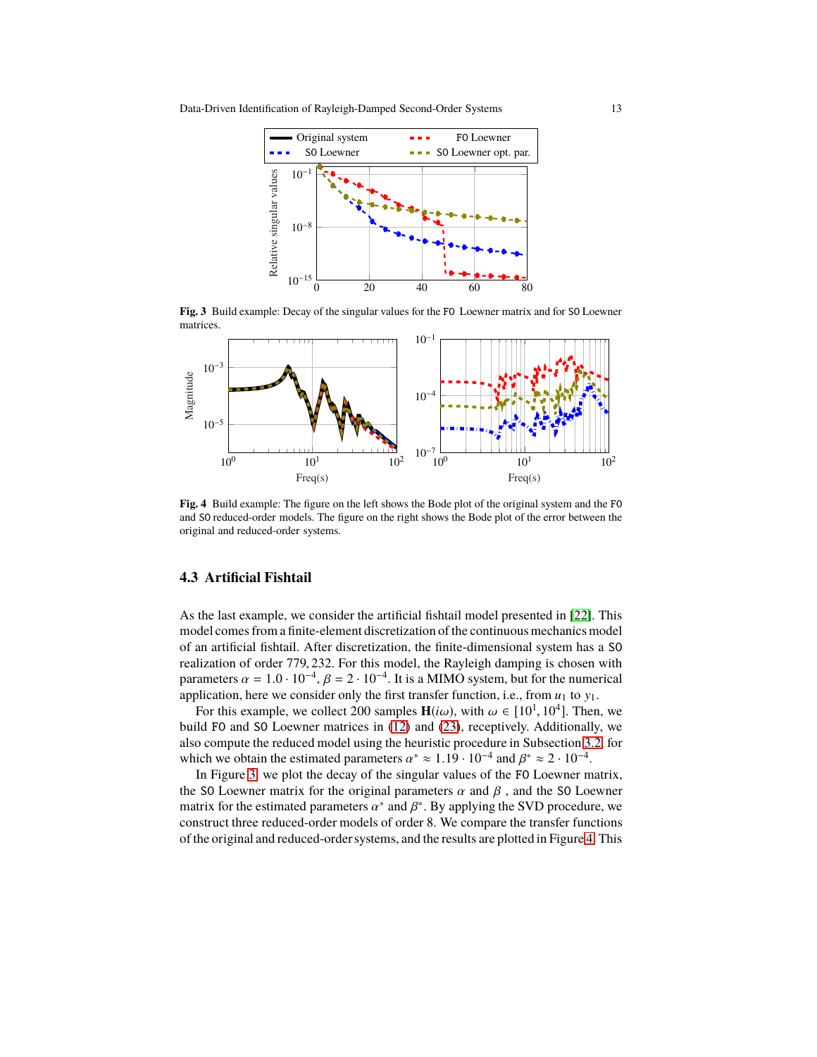Fig. 3 Build example: Decay of the singular values for the FO Loewner matrix and for SO Loewner matrices.

Fig. 4 Build example: The figure on the left shows the Bode plot of the original system and the FO and SO reduced-order models. The figure on the right shows the Bode plot of the error between the original and reduced-order systems.

### 4.3 Artificial Fishtail

As the last example, we consider the artificial fishtail model presented in [22]. This model comes from a finite-element discretization of the continuous mechanics model of an artificial fishtail. After discretization, the finite-dimensional system has a SO realization of order 779, 232. For this model, the Rayleigh damping is chosen with parameters $\alpha = 1.0 \cdot 10^{-4}$, $\beta = 2 \cdot 10^{-4}$. It is a MIMO system, but for the numerical application, here we consider only the first transfer function, i.e., from $u_1$ to $y_1$.

For this example, we collect 200 samples $\mathbf{H}(i\omega)$, with $\omega \in [10^1, 10^4]$. Then, we build FO and SO Loewner matrices in (12) and (23), receptively. Additionally, we also compute the reduced model using the heuristic procedure in Subsection 3.2, for which we obtain the estimated parameters $\alpha^* \approx 1.19 \cdot 10^{-4}$ and $\beta^* \approx 2 \cdot 10^{-4}$.

In Figure 3, we plot the decay of the singular values of the FO Loewner matrix, the SO Loewner matrix for the original parameters $\alpha$ and $\beta$ , and the SO Loewner matrix for the estimated parameters $\alpha^*$ and $\beta^*$. By applying the SVD procedure, we construct three reduced-order models of order 8. We compare the transfer functions of the original and reduced-order systems, and the results are plotted in Figure 4. This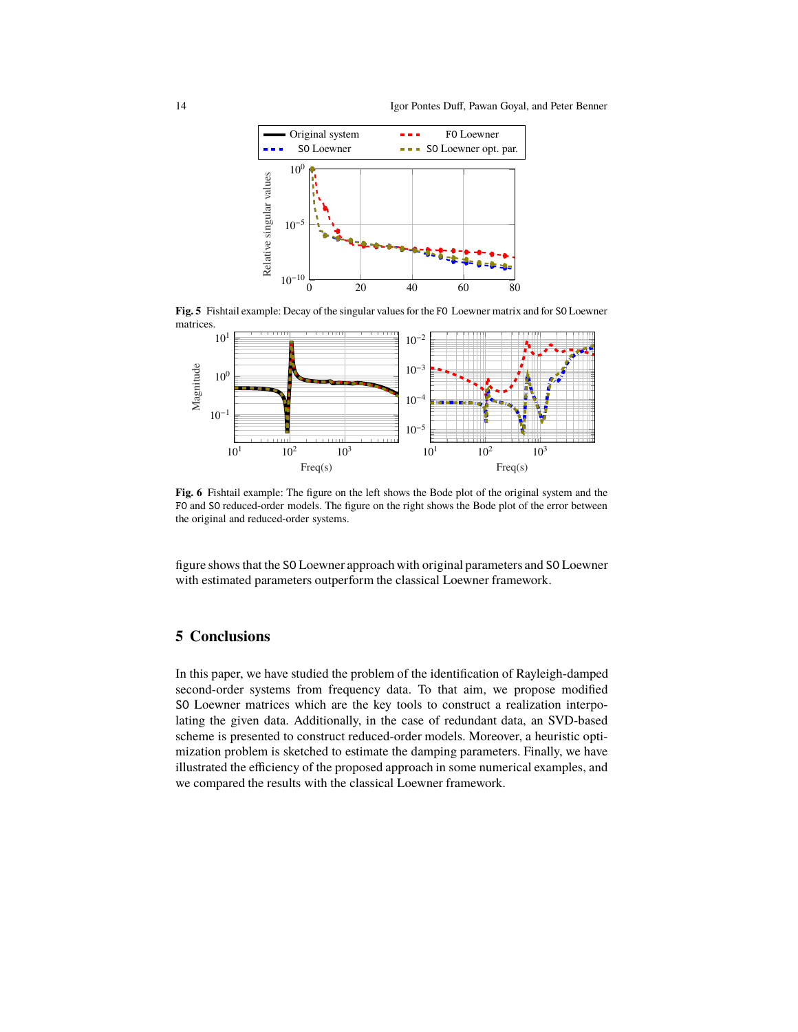**Fig. 5** Fishtail example: Decay of the singular values for the FO Loewner matrix and for SO Loewner matrices.

**Fig. 6** Fishtail example: The figure on the left shows the Bode plot of the original system and the FO and SO reduced-order models. The figure on the right shows the Bode plot of the error between the original and reduced-order systems.

figure shows that the SO Loewner approach with original parameters and SO Loewner with estimated parameters outperform the classical Loewner framework.

## 5 Conclusions

In this paper, we have studied the problem of the identification of Rayleigh-damped second-order systems from frequency data. To that aim, we propose modified SO Loewner matrices which are the key tools to construct a realization interpolating the given data. Additionally, in the case of redundant data, an SVD-based scheme is presented to construct reduced-order models. Moreover, a heuristic optimization problem is sketched to estimate the damping parameters. Finally, we have illustrated the efficiency of the proposed approach in some numerical examples, and we compared the results with the classical Loewner framework.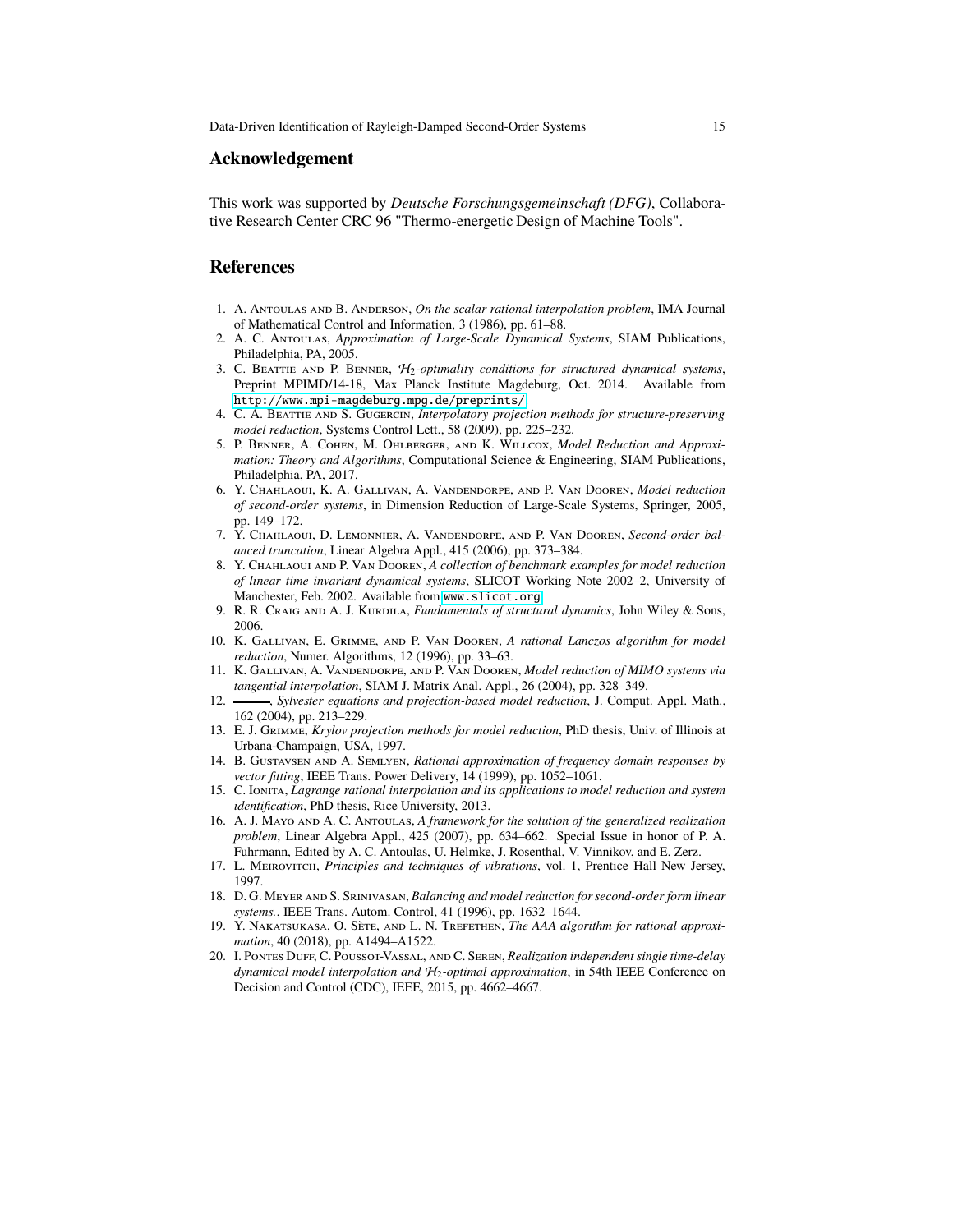## Acknowledgement

This work was supported by *Deutsche Forschungsgemeinschaft (DFG)*, Collaborative Research Center CRC 96 "Thermo-energetic Design of Machine Tools".

## References

1. A. Antoulas and B. Anderson, *On the scalar rational interpolation problem*, IMA Journal of Mathematical Control and Information, 3 (1986), pp. 61–88.
2. A. C. Antoulas, *Approximation of Large-Scale Dynamical Systems*, SIAM Publications, Philadelphia, PA, 2005.
3. C. Beattie and P. Benner, *$\mathcal{H}_2$-optimality conditions for structured dynamical systems*, Preprint MPIMD/14-18, Max Planck Institute Magdeburg, Oct. 2014. Available from http://www.mpi-magdeburg.mpg.de/preprints/.
4. C. A. Beattie and S. Gugercin, *Interpolatory projection methods for structure-preserving model reduction*, Systems Control Lett., 58 (2009), pp. 225–232.
5. P. Benner, A. Cohen, M. Ohlberger, and K. Willcox, *Model Reduction and Approximation: Theory and Algorithms*, Computational Science & Engineering, SIAM Publications, Philadelphia, PA, 2017.
6. Y. Chahlaoui, K. A. Gallivan, A. Vandendorpe, and P. Van Dooren, *Model reduction of second-order systems*, in Dimension Reduction of Large-Scale Systems, Springer, 2005, pp. 149–172.
7. Y. Chahlaoui, D. Lemonnier, A. Vandendorpe, and P. Van Dooren, *Second-order balanced truncation*, Linear Algebra Appl., 415 (2006), pp. 373–384.
8. Y. Chahlaoui and P. Van Dooren, *A collection of benchmark examples for model reduction of linear time invariant dynamical systems*, SLICOT Working Note 2002–2, University of Manchester, Feb. 2002. Available from www.slicot.org.
9. R. R. Craig and A. J. Kurdila, *Fundamentals of structural dynamics*, John Wiley & Sons, 2006.
10. K. Gallivan, E. Grimme, and P. Van Dooren, *A rational Lanczos algorithm for model reduction*, Numer. Algorithms, 12 (1996), pp. 33–63.
11. K. Gallivan, A. Vandendorpe, and P. Van Dooren, *Model reduction of MIMO systems via tangential interpolation*, SIAM J. Matrix Anal. Appl., 26 (2004), pp. 328–349.
12. ———, *Sylvester equations and projection-based model reduction*, J. Comput. Appl. Math., 162 (2004), pp. 213–229.
13. E. J. Grimme, *Krylov projection methods for model reduction*, PhD thesis, Univ. of Illinois at Urbana-Champaign, USA, 1997.
14. B. Gustavsen and A. Semlyen, *Rational approximation of frequency domain responses by vector fitting*, IEEE Trans. Power Delivery, 14 (1999), pp. 1052–1061.
15. C. Ionita, *Lagrange rational interpolation and its applications to model reduction and system identification*, PhD thesis, Rice University, 2013.
16. A. J. Mayo and A. C. Antoulas, *A framework for the solution of the generalized realization problem*, Linear Algebra Appl., 425 (2007), pp. 634–662. Special Issue in honor of P. A. Fuhrmann, Edited by A. C. Antoulas, U. Helmke, J. Rosenthal, V. Vinnikov, and E. Zerz.
17. L. Meirovitch, *Principles and techniques of vibrations*, vol. 1, Prentice Hall New Jersey, 1997.
18. D. G. Meyer and S. Srinivasan, *Balancing and model reduction for second-order form linear systems.*, IEEE Trans. Autom. Control, 41 (1996), pp. 1632–1644.
19. Y. Nakatsukasa, O. Sète, and L. N. Trefethen, *The AAA algorithm for rational approximation*, 40 (2018), pp. A1494–A1522.
20. I. Pontes Duff, C. Poussot-Vassal, and C. Seren, *Realization independent single time-delay dynamical model interpolation and $\mathcal{H}_2$-optimal approximation*, in 54th IEEE Conference on Decision and Control (CDC), IEEE, 2015, pp. 4662–4667.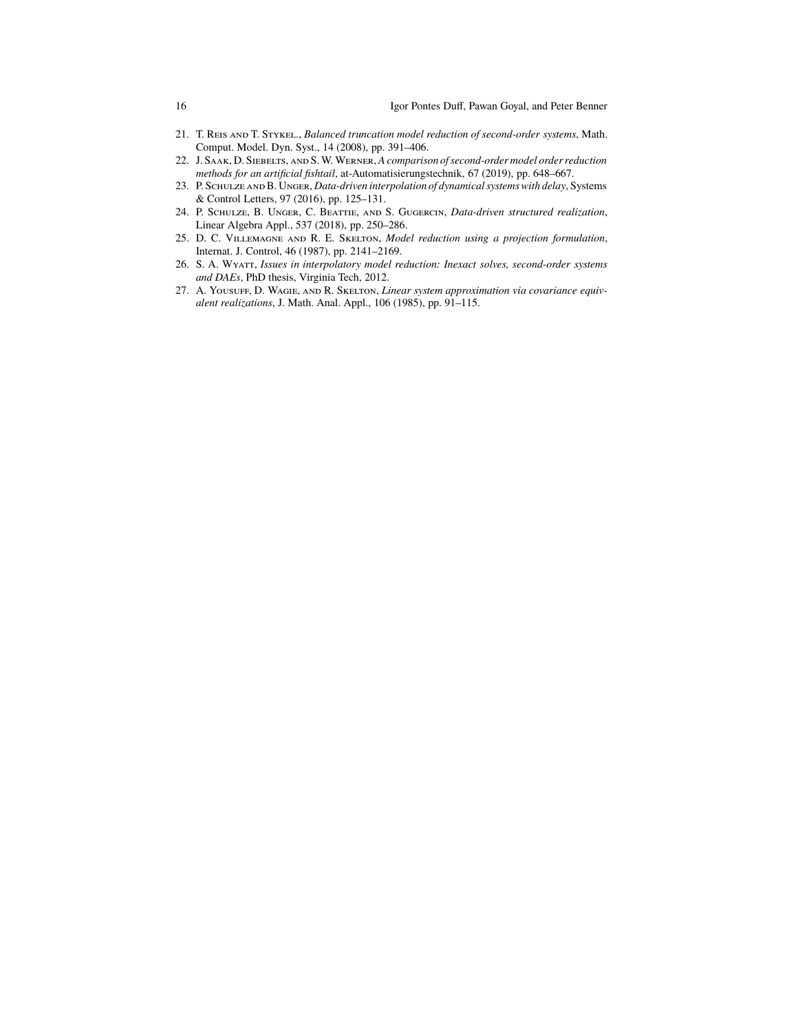21. T. Reis and T. Stykel., *Balanced truncation model reduction of second-order systems*, Math. Comput. Model. Dyn. Syst., 14 (2008), pp. 391–406.
22. J. Saak, D. Siebelts, and S. W. Werner, *A comparison of second-order model order reduction methods for an artificial fishtail*, at-Automatisierungstechnik, 67 (2019), pp. 648–667.
23. P. Schulze and B. Unger, *Data-driven interpolation of dynamical systems with delay*, Systems & Control Letters, 97 (2016), pp. 125–131.
24. P. Schulze, B. Unger, C. Beattie, and S. Gugercin, *Data-driven structured realization*, Linear Algebra Appl., 537 (2018), pp. 250–286.
25. D. C. Villemagne and R. E. Skelton, *Model reduction using a projection formulation*, Internat. J. Control, 46 (1987), pp. 2141–2169.
26. S. A. Wyatt, *Issues in interpolatory model reduction: Inexact solves, second-order systems and DAEs*, PhD thesis, Virginia Tech, 2012.
27. A. Yousuff, D. Wagie, and R. Skelton, *Linear system approximation via covariance equivalent realizations*, J. Math. Anal. Appl., 106 (1985), pp. 91–115.